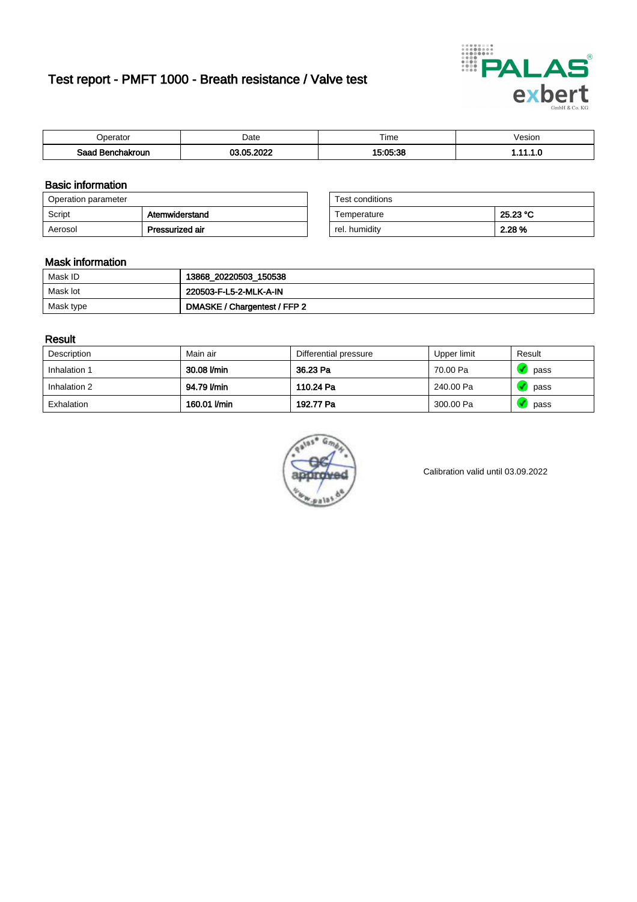# Test report - PMFT 1000 - Breath resistance / Valve test

| Operator | Date | Time | Vesion |
|---|---|---|---|
| Saad Benchakroun | 03.05.2022 | 15:05:38 | 1.11.1.0 |

## Basic information

| Operation parameter | |
|---|---|
| Script | Atemwiderstand |
| Aerosol | Pressurized air |

| Test conditions | |
|---|---|
| Temperature | 25.23 °C |
| rel. humidity | 2.28 % |

## Mask information

| | |
|---|---|
| Mask ID | 13868_20220503_150538 |
| Mask lot | 220503-F-L5-2-MLK-A-IN |
| Mask type | DMASKE / Chargentest / FFP 2 |

## Result

| Description | Main air | Differential pressure | Upper limit | Result |
|---|---|---|---|---|
| Inhalation 1 | 30.08 l/min | 36.23 Pa | 70.00 Pa | pass |
| Inhalation 2 | 94.79 l/min | 110.24 Pa | 240.00 Pa | pass |
| Exhalation | 160.01 l/min | 192.77 Pa | 300.00 Pa | pass |

Calibration valid until 03.09.2022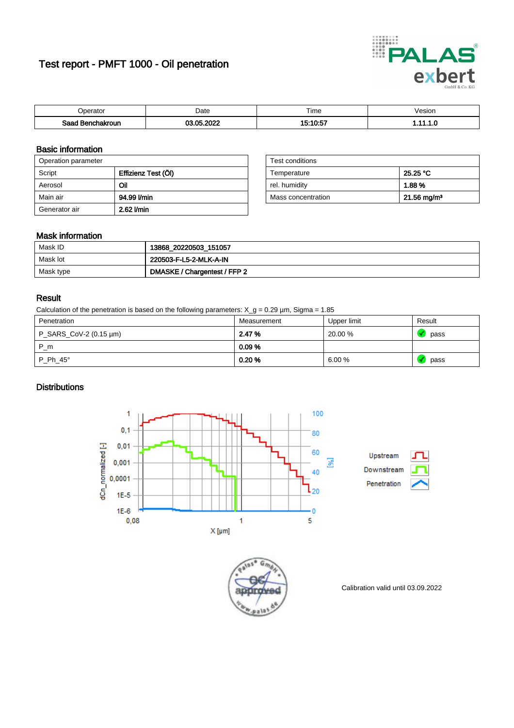# Test report - PMFT 1000 - Oil penetration

PALAS exbert GmbH & Co. KG

| Operator | Date | Time | Vesion |
|---|---|---|---|
| **Saad Benchakroun** | **03.05.2022** | **15:10:57** | **1.11.1.0** |

## Basic information

| Operation parameter | |
|---|---|
| Script | **Effizienz Test (Öl)** |
| Aerosol | **Oil** |
| Main air | **94.99 l/min** |
| Generator air | **2.62 l/min** |

| Test conditions | |
|---|---|
| Temperature | **25.25 °C** |
| rel. humidity | **1.88 %** |
| Mass concentration | **21.56 mg/m³** |

## Mask information

| | |
|---|---|
| Mask ID | **13868_20220503_151057** |
| Mask lot | **220503-F-L5-2-MLK-A-IN** |
| Mask type | **DMASKE / Chargentest / FFP 2** |

## Result

Calculation of the penetration is based on the following parameters: X_g = 0.29 µm, Sigma = 1.85

| Penetration | Measurement | Upper limit | Result |
|---|---|---|---|
| P_SARS_CoV-2 (0.15 µm) | **2.47 %** | 20.00 % | pass |
| P_m | **0.09 %** | | |
| P_Ph_45° | **0.20 %** | 6.00 % | pass |

## Distributions

dCn_normalized [-]
1
0,1
0,01
0,001
0,0001
1E-5
1E-6
0,08
1
5
X [µm]
[%]
100
80
60
40
20
0
Upstream
Downstream
Penetration

Palas® GmbH
QC approved
www.palas.de

Calibration valid until 03.09.2022